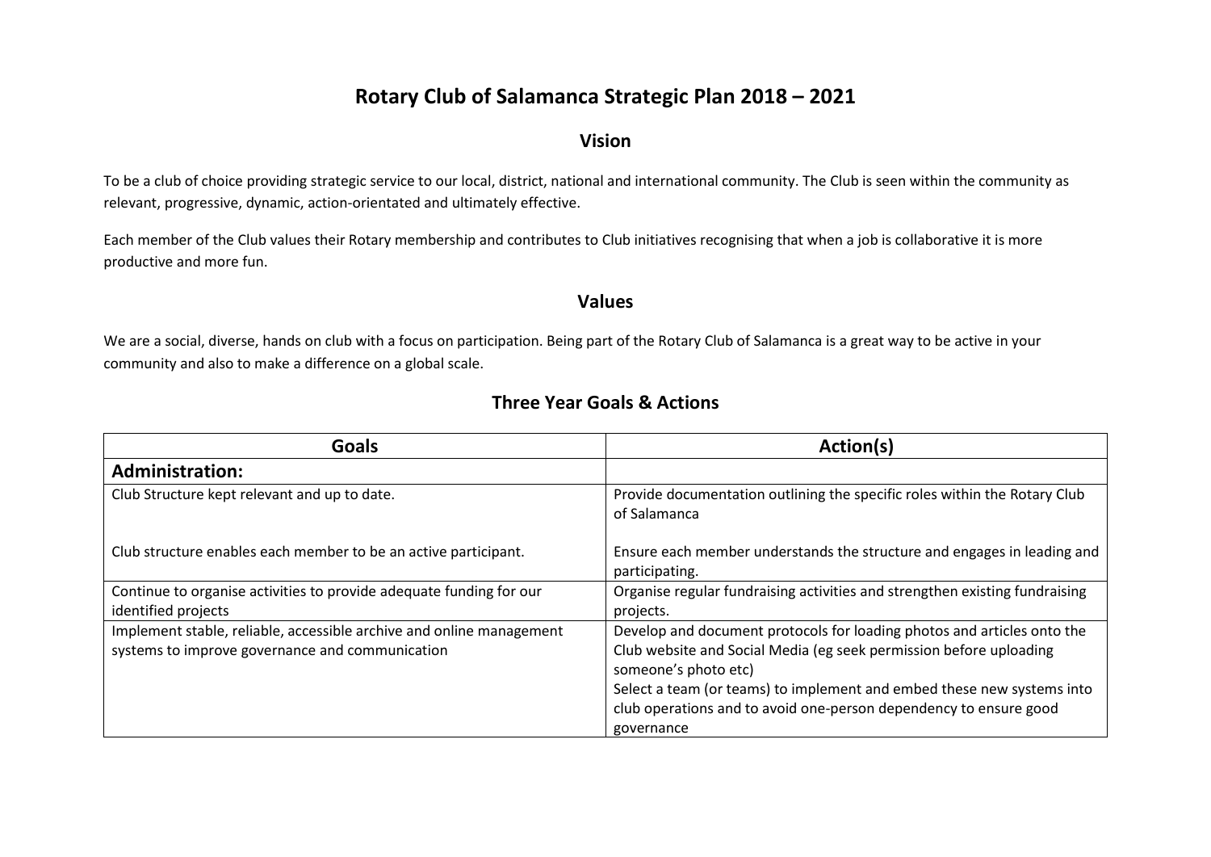# Rotary Club of Salamanca Strategic Plan 2018 – 2021

## Vision

To be a club of choice providing strategic service to our local, district, national and international community. The Club is seen within the community as relevant, progressive, dynamic, action-orientated and ultimately effective.

Each member of the Club values their Rotary membership and contributes to Club initiatives recognising that when a job is collaborative it is more productive and more fun.

## Values

We are a social, diverse, hands on club with a focus on participation. Being part of the Rotary Club of Salamanca is a great way to be active in your community and also to make a difference on a global scale.

## Three Year Goals & Actions

| Goals | Action(s) |
|---|---|
| **Administration:** | |
| Club Structure kept relevant and up to date.<br><br>Club structure enables each member to be an active participant. | Provide documentation outlining the specific roles within the Rotary Club of Salamanca<br><br>Ensure each member understands the structure and engages in leading and participating. |
| Continue to organise activities to provide adequate funding for our identified projects | Organise regular fundraising activities and strengthen existing fundraising projects. |
| Implement stable, reliable, accessible archive and online management systems to improve governance and communication | Develop and document protocols for loading photos and articles onto the Club website and Social Media (eg seek permission before uploading someone's photo etc)<br>Select a team (or teams) to implement and embed these new systems into club operations and to avoid one-person dependency to ensure good governance |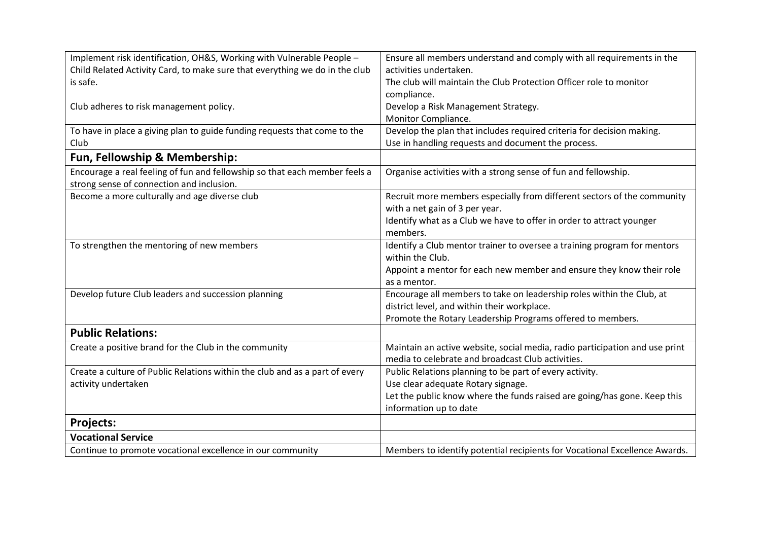| | |
|---|---|
| Implement risk identification, OH&S, Working with Vulnerable People – Child Related Activity Card, to make sure that everything we do in the club is safe.<br><br>Club adheres to risk management policy. | Ensure all members understand and comply with all requirements in the activities undertaken.<br>The club will maintain the Club Protection Officer role to monitor compliance.<br>Develop a Risk Management Strategy.<br>Monitor Compliance. |
| To have in place a giving plan to guide funding requests that come to the Club | Develop the plan that includes required criteria for decision making.<br>Use in handling requests and document the process. |
| **Fun, Fellowship & Membership:** | |
| Encourage a real feeling of fun and fellowship so that each member feels a strong sense of connection and inclusion. | Organise activities with a strong sense of fun and fellowship. |
| Become a more culturally and age diverse club | Recruit more members especially from different sectors of the community with a net gain of 3 per year.<br>Identify what as a Club we have to offer in order to attract younger members. |
| To strengthen the mentoring of new members | Identify a Club mentor trainer to oversee a training program for mentors within the Club.<br>Appoint a mentor for each new member and ensure they know their role as a mentor. |
| Develop future Club leaders and succession planning | Encourage all members to take on leadership roles within the Club, at district level, and within their workplace.<br>Promote the Rotary Leadership Programs offered to members. |
| **Public Relations:** | |
| Create a positive brand for the Club in the community | Maintain an active website, social media, radio participation and use print media to celebrate and broadcast Club activities. |
| Create a culture of Public Relations within the club and as a part of every activity undertaken | Public Relations planning to be part of every activity.<br>Use clear adequate Rotary signage.<br>Let the public know where the funds raised are going/has gone. Keep this information up to date |
| **Projects:** | |
| **Vocational Service** | |
| Continue to promote vocational excellence in our community | Members to identify potential recipients for Vocational Excellence Awards. |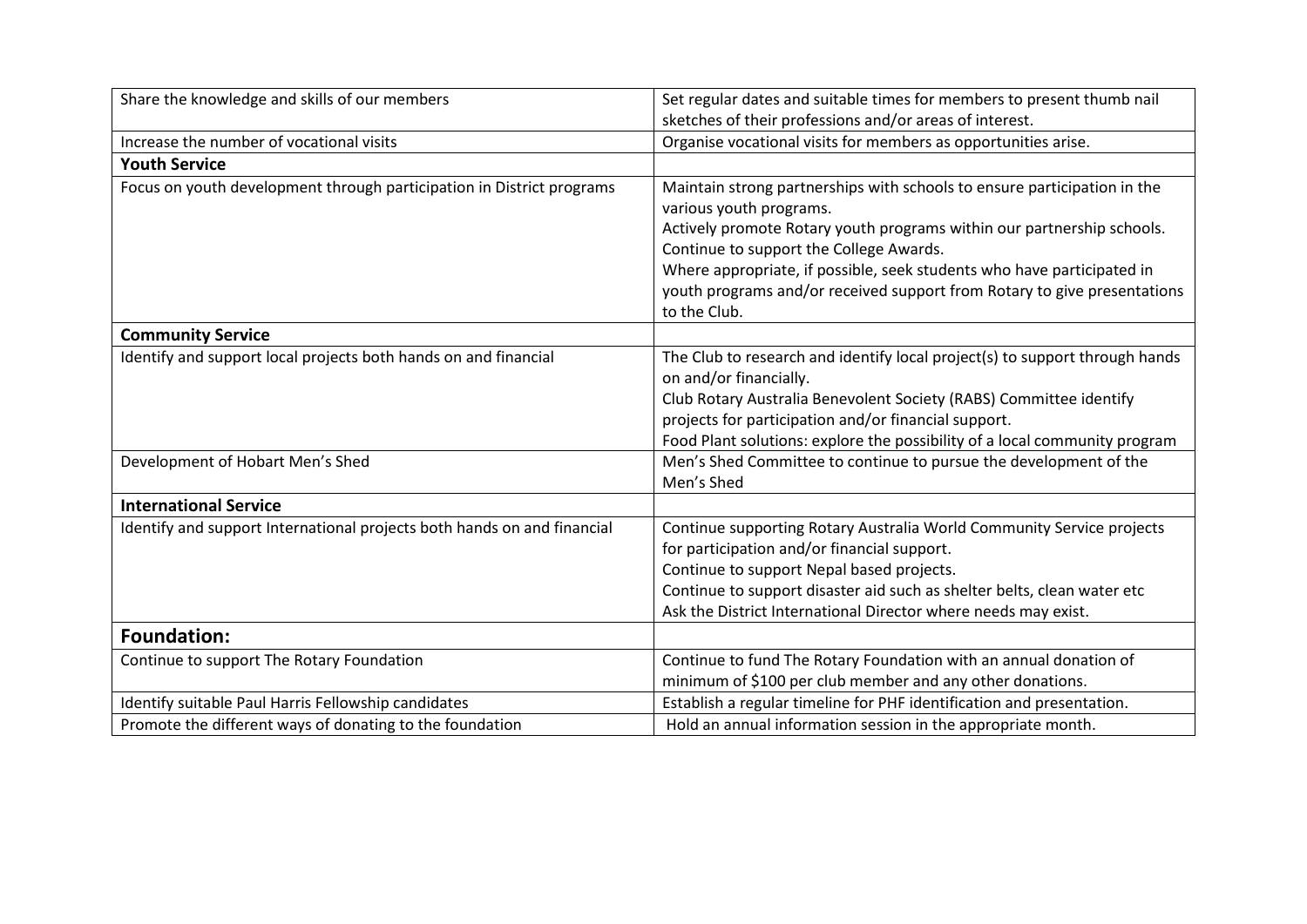| | |
|---|---|
| Share the knowledge and skills of our members | Set regular dates and suitable times for members to present thumb nail sketches of their professions and/or areas of interest. |
| Increase the number of vocational visits | Organise vocational visits for members as opportunities arise. |
| **Youth Service** | |
| Focus on youth development through participation in District programs | Maintain strong partnerships with schools to ensure participation in the various youth programs.<br>Actively promote Rotary youth programs within our partnership schools.<br>Continue to support the College Awards.<br>Where appropriate, if possible, seek students who have participated in youth programs and/or received support from Rotary to give presentations to the Club. |
| **Community Service** | |
| Identify and support local projects both hands on and financial | The Club to research and identify local project(s) to support through hands on and/or financially.<br>Club Rotary Australia Benevolent Society (RABS) Committee identify projects for participation and/or financial support.<br>Food Plant solutions: explore the possibility of a local community program |
| Development of Hobart Men's Shed | Men's Shed Committee to continue to pursue the development of the Men's Shed |
| **International Service** | |
| Identify and support International projects both hands on and financial | Continue supporting Rotary Australia World Community Service projects for participation and/or financial support.<br>Continue to support Nepal based projects.<br>Continue to support disaster aid such as shelter belts, clean water etc<br>Ask the District International Director where needs may exist. |
| **Foundation:** | |
| Continue to support The Rotary Foundation | Continue to fund The Rotary Foundation with an annual donation of minimum of $100 per club member and any other donations. |
| Identify suitable Paul Harris Fellowship candidates | Establish a regular timeline for PHF identification and presentation. |
| Promote the different ways of donating to the foundation | Hold an annual information session in the appropriate month. |